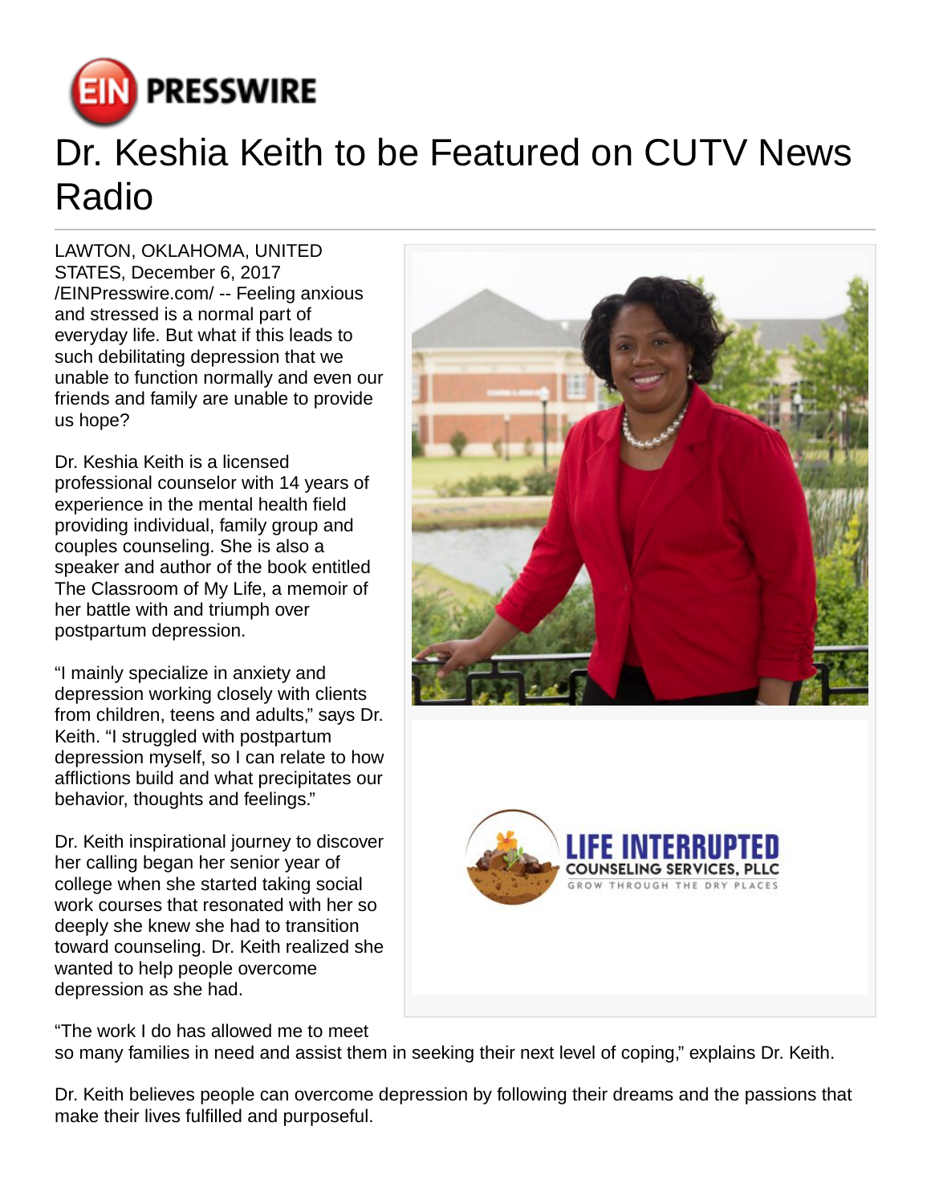# Dr. Keshia Keith to be Featured on CUTV News Radio

LAWTON, OKLAHOMA, UNITED STATES, December 6, 2017 /EINPresswire.com/ -- Feeling anxious and stressed is a normal part of everyday life. But what if this leads to such debilitating depression that we unable to function normally and even our friends and family are unable to provide us hope?

Dr. Keshia Keith is a licensed professional counselor with 14 years of experience in the mental health field providing individual, family group and couples counseling. She is also a speaker and author of the book entitled The Classroom of My Life, a memoir of her battle with and triumph over postpartum depression.

"I mainly specialize in anxiety and depression working closely with clients from children, teens and adults," says Dr. Keith. "I struggled with postpartum depression myself, so I can relate to how afflictions build and what precipitates our behavior, thoughts and feelings."

Dr. Keith inspirational journey to discover her calling began her senior year of college when she started taking social work courses that resonated with her so deeply she knew she had to transition toward counseling. Dr. Keith realized she wanted to help people overcome depression as she had.

"The work I do has allowed me to meet so many families in need and assist them in seeking their next level of coping," explains Dr. Keith.

Dr. Keith believes people can overcome depression by following their dreams and the passions that make their lives fulfilled and purposeful.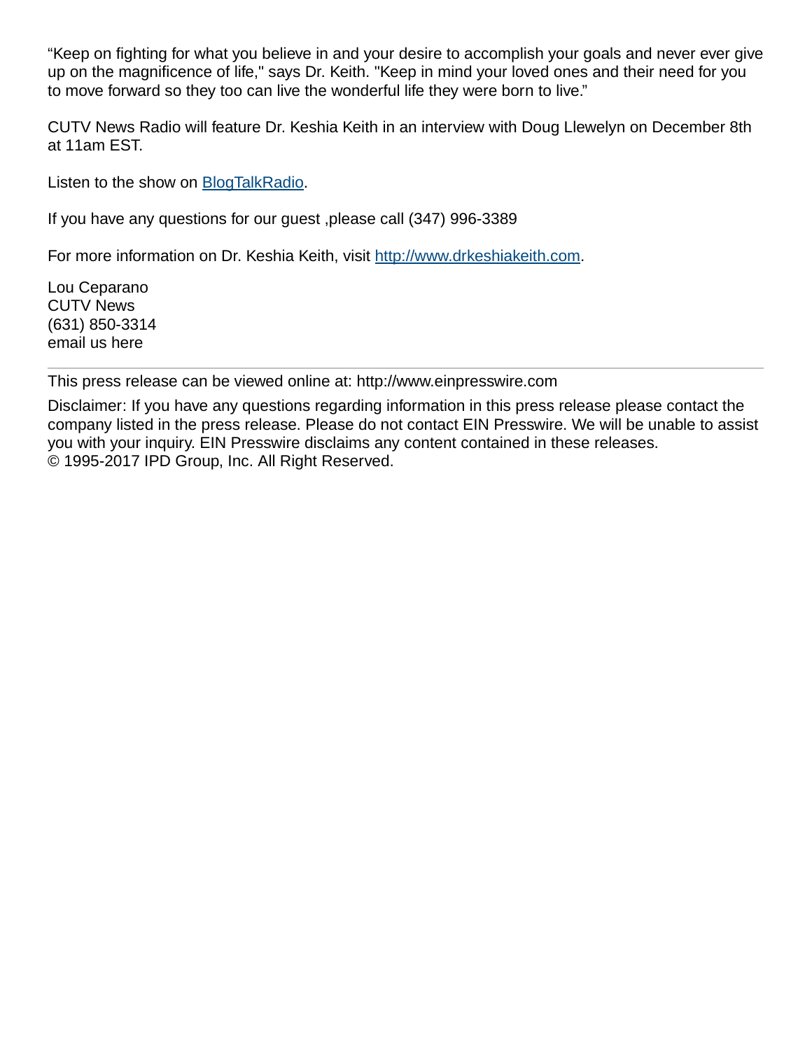“Keep on fighting for what you believe in and your desire to accomplish your goals and never ever give up on the magnificence of life," says Dr. Keith. "Keep in mind your loved ones and their need for you to move forward so they too can live the wonderful life they were born to live.”

CUTV News Radio will feature Dr. Keshia Keith in an interview with Doug Llewelyn on December 8th at 11am EST.

Listen to the show on [BlogTalkRadio](BlogTalkRadio).

If you have any questions for our guest ,please call (347) 996-3389

For more information on Dr. Keshia Keith, visit [http://www.drkeshiakeith.com](http://www.drkeshiakeith.com).

Lou Ceparano
CUTV News
(631) 850-3314
email us here

---

This press release can be viewed online at: http://www.einpresswire.com

Disclaimer: If you have any questions regarding information in this press release please contact the company listed in the press release. Please do not contact EIN Presswire. We will be unable to assist you with your inquiry. EIN Presswire disclaims any content contained in these releases.
© 1995-2017 IPD Group, Inc. All Right Reserved.